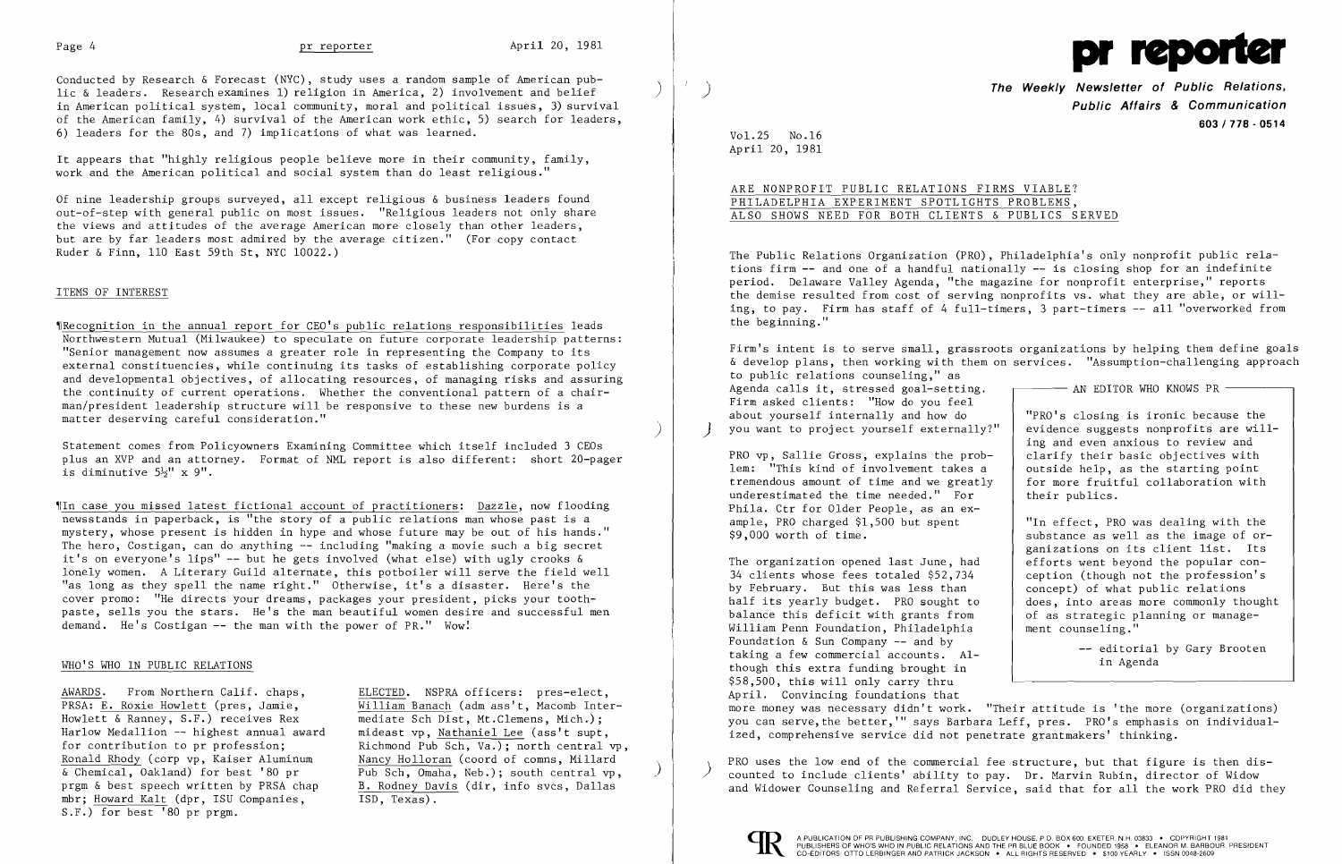Conducted by Research & Forecast (NYC), study uses a random sample of American public & leaders. Research examines 1) religion in America, 2) involvement and belief in American political system, local community, moral and political issues, 3) survival of the American family, 4) survival of the American work ethic, 5) search for leaders, 6) leaders for the 80s, and 7) implications of what was learned.

It appears that "highly religious people believe more in their community, family, work and the American political and social system than do least religious."

Of nine leadership groups surveyed, all except religious & business leaders found out-of-step with general public on most issues. "Religious leaders not only share the views and attitudes of the average American more closely than other leaders, but are by far leaders most admired by the average citizen." (For copy contact Ruder & Finn, 110 East 59th St, NYC 10022.)

## ITEMS OF INTEREST

¶Recognition in the annual report for CEO's public relations responsibilities leads Northwestern Mutual (Milwaukee) to speculate on future corporate leadership patterns: "Senior management now assumes a greater role in representing the Company to its external constituencies, while continuing its tasks of establishing corporate policy and developmental objectives, of allocating resources, of managing risks and assuring the continuity of current operations. Whether the conventional pattern of a chairman/president leadership structure will be responsive to these new burdens is a matter deserving careful consideration."

Statement comes from Policyowners Examining Committee which itself included 3 CEOs plus an XVP and an attorney. Format of NML report is also different: short 20-pager is diminutive 5½" x 9".

¶In case you missed latest fictional account of practitioners: Dazzle, now flooding newsstands in paperback, is "the story of a public relations man whose past is a mystery, whose present is hidden in hype and whose future may be out of his hands." The hero, Costigan, can do anything -- including "making a movie such a big secret it's on everyone's lips" -- but he gets involved (what else) with ugly crooks & lonely women. A Literary Guild alternate, this potboiler will serve the field well "as long as they spell the name right." Otherwise, it's a disaster. Here's the cover promo: "He directs your dreams, packages your president, picks your toothpaste, sells you the stars. He's the man beautiful women desire and successful men demand. He's Costigan -- the man with the power of PR." Wow!

## WHO'S WHO IN PUBLIC RELATIONS

AWARDS. From Northern Calif. chaps, PRSA: E. Roxie Howlett (pres, Jamie, Howlett & Ranney, S.F.) receives Rex Harlow Medallion -- highest annual award for contribution to pr profession; Ronald Rhody (corp vp, Kaiser Aluminum & Chemical, Oakland) for best '80 pr prgm & best speech written by PRSA chap mbr; Howard Kalt (dpr, ISU Companies, S.F.) for best '80 pr prgm.

ELECTED. NSPRA officers: pres-elect, William Banach (adm ass't, Macomb Intermediate Sch Dist, Mt.Clemens, Mich.); mideast vp, Nathaniel Lee (ass't supt, Richmond Pub Sch, Va.); north central vp, Nancy Holloran (coord of comns, Millard Pub Sch, Omaha, Neb.); south central vp, B. Rodney Davis (dir, info svcs, Dallas ISD, Texas).

# pr reporter

**The Weekly Newsletter of Public Relations, Public Affairs & Communication**

603 / 778 - 0514

Vol.25 No.16
April 20, 1981

## ARE NONPROFIT PUBLIC RELATIONS FIRMS VIABLE? PHILADELPHIA EXPERIMENT SPOTLIGHTS PROBLEMS, ALSO SHOWS NEED FOR BOTH CLIENTS & PUBLICS SERVED

The Public Relations Organization (PRO), Philadelphia's only nonprofit public relations firm -- and one of a handful nationally -- is closing shop for an indefinite period. Delaware Valley Agenda, "the magazine for nonprofit enterprise," reports the demise resulted from cost of serving nonprofits vs. what they are able, or willing, to pay. Firm has staff of 4 full-timers, 3 part-timers -- all "overworked from the beginning."

Firm's intent is to serve small, grassroots organizations by helping them define goals & develop plans, then working with them on services. "Assumption-challenging approach to public relations counseling," as Agenda calls it, stressed goal-setting. Firm asked clients: "How do you feel about yourself internally and how do you want to project yourself externally?"

PRO vp, Sallie Gross, explains the problem: "This kind of involvement takes a tremendous amount of time and we greatly underestimated the time needed." For Phila. Ctr for Older People, as an example, PRO charged $1,500 but spent $9,000 worth of time.

The organization opened last June, had 34 clients whose fees totaled $52,734 by February. But this was less than half its yearly budget. PRO sought to balance this deficit with grants from William Penn Foundation, Philadelphia Foundation & Sun Company -- and by taking a few commercial accounts. Although this extra funding brought in $58,500, this will only carry thru April. Convincing foundations that more money was necessary didn't work. "Their attitude is 'the more (organizations) you can serve, the better,'" says Barbara Leff, pres. PRO's emphasis on individualized, comprehensive service did not penetrate grantmakers' thinking.

> **AN EDITOR WHO KNOWS PR**
>
> "PRO's closing is ironic because the evidence suggests nonprofits are willing and even anxious to review and clarify their basic objectives with outside help, as the starting point for more fruitful collaboration with their publics.
>
> "In effect, PRO was dealing with the substance as well as the image of organizations on its client list. Its efforts went beyond the popular conception (though not the profession's concept) of what public relations does, into areas more commonly thought of as strategic planning or management counseling."
>
> -- editorial by Gary Brooten in Agenda

PRO uses the low end of the commercial fee structure, but that figure is then discounted to include clients' ability to pay. Dr. Marvin Rubin, director of Widow and Widower Counseling and Referral Service, said that for all the work PRO did they

A PUBLICATION OF PR PUBLISHING COMPANY, INC. DUDLEY HOUSE, P.O. BOX 600, EXETER, N.H. 03833 • COPYRIGHT 1981 PUBLISHERS OF WHO'S WHO IN PUBLIC RELATIONS AND THE PR BLUE BOOK • FOUNDED 1958 • ELEANOR M. BARBOUR, PRESIDENT CO-EDITORS: OTTO LERBINGER AND PATRICK JACKSON • ALL RIGHTS RESERVED • $100 YEARLY • ISSN 0048-2609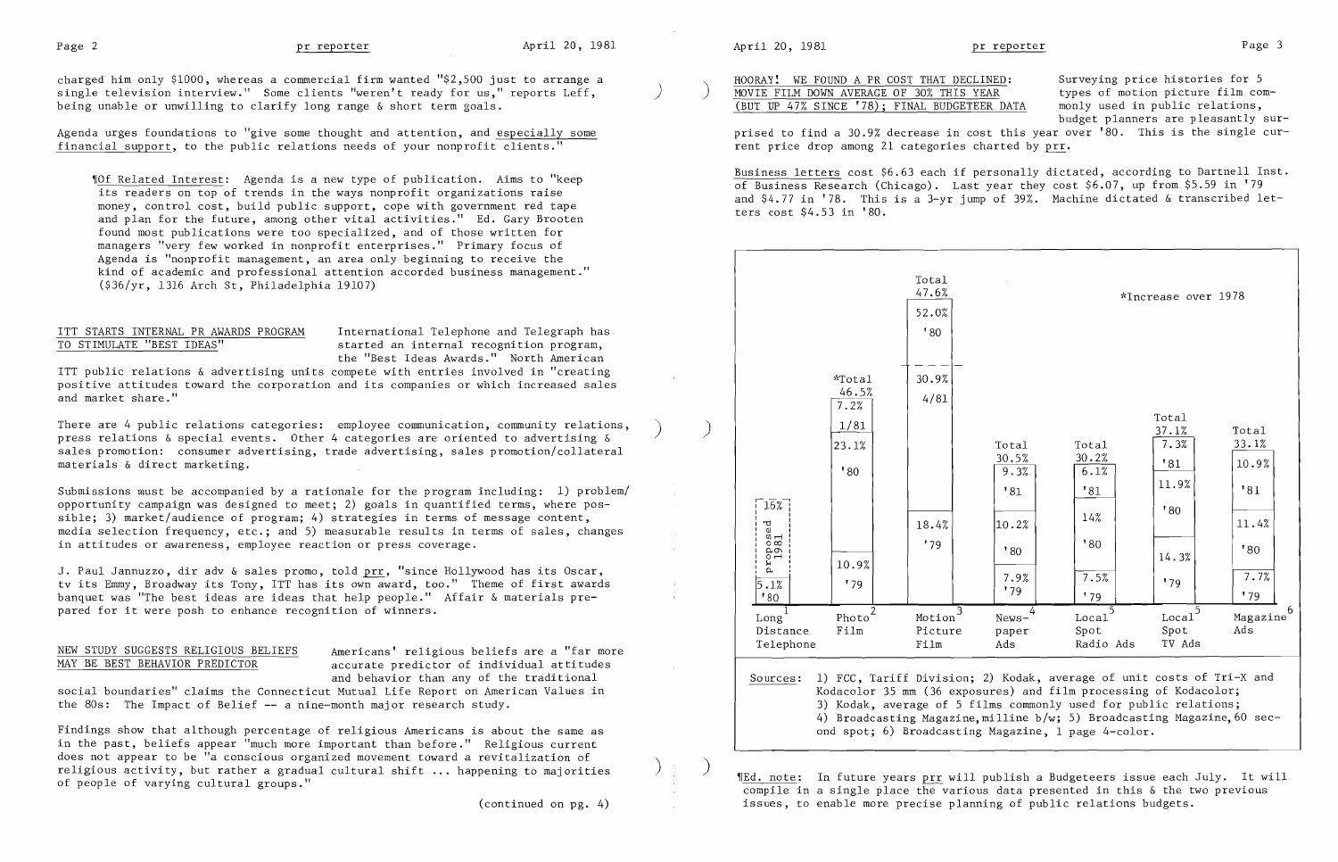charged him only $1000, whereas a commercial firm wanted "$2,500 just to arrange a single television interview." Some clients "weren't ready for us," reports Leff, being unable or unwilling to clarify long range & short term goals.

Agenda urges foundations to "give some thought and attention, and especially some financial support, to the public relations needs of your nonprofit clients."

¶Of Related Interest: Agenda is a new type of publication. Aims to "keep its readers on top of trends in the ways nonprofit organizations raise money, control cost, build public support, cope with government red tape and plan for the future, among other vital activities." Ed. Gary Brooten found most publications were too specialized, and of those written for managers "very few worked in nonprofit enterprises." Primary focus of Agenda is "nonprofit management, an area only beginning to receive the kind of academic and professional attention accorded business management." ($36/yr, 1316 Arch St, Philadelphia 19107)

## ITT STARTS INTERNAL PR AWARDS PROGRAM TO STIMULATE "BEST IDEAS"

International Telephone and Telegraph has started an internal recognition program, the "Best Ideas Awards." North American ITT public relations & advertising units compete with entries involved in "creating positive attitudes toward the corporation and its companies or which increased sales and market share."

There are 4 public relations categories: employee communication, community relations, press relations & special events. Other 4 categories are oriented to advertising & sales promotion: consumer advertising, trade advertising, sales promotion/collateral materials & direct marketing.

Submissions must be accompanied by a rationale for the program including: 1) problem/opportunity campaign was designed to meet; 2) goals in quantified terms, where possible; 3) market/audience of program; 4) strategies in terms of message content, media selection frequency, etc.; and 5) measurable results in terms of sales, changes in attitudes or awareness, employee reaction or press coverage.

J. Paul Jannuzzo, dir adv & sales promo, told prr, "since Hollywood has its Oscar, tv its Emmy, Broadway its Tony, ITT has its own award, too." Theme of first awards banquet was "The best ideas are ideas that help people." Affair & materials prepared for it were posh to enhance recognition of winners.

## NEW STUDY SUGGESTS RELIGIOUS BELIEFS MAY BE BEST BEHAVIOR PREDICTOR

Americans' religious beliefs are a "far more accurate predictor of individual attitudes and behavior than any of the traditional social boundaries" claims the Connecticut Mutual Life Report on American Values in the 80s: The Impact of Belief -- a nine-month major research study.

Findings show that although percentage of religious Americans is about the same as in the past, beliefs appear "much more important than before." Religious current does not appear to be "a conscious organized movement toward a revitalization of religious activity, but rather a gradual cultural shift ... happening to majorities of people of varying cultural groups."

(continued on pg. 4)

## HOORAY! WE FOUND A PR COST THAT DECLINED: MOVIE FILM DOWN AVERAGE OF 30% THIS YEAR (BUT UP 47% SINCE '78); FINAL BUDGETEER DATA

Surveying price histories for 5 types of motion picture film commonly used in public relations, budget planners are pleasantly surprised to find a 30.9% decrease in cost this year over '80. This is the single current price drop among 21 categories charted by prr.

Business letters cost $6.63 each if personally dictated, according to Dartnell Inst. of Business Research (Chicago). Last year they cost $6.07, up from $5.59 in '79 and $4.77 in '78. This is a 3-yr jump of 39%. Machine dictated & transcribed letters cost $4.53 in '80.

*Increase over 1978

Long Distance Telephone[1]: 15% proposed 1981; 5.1% '80

Photo Film[2]: *Total 46.5%; 7.2% 1/81; 23.1% '80; 10.9% '79

Motion Picture Film[3]: Total 47.6%; 52.0% '80; 30.9% 4/81; 18.4% '79

Newspaper Ads[4]: Total 30.5%; 9.3% '81; 10.2% '80; 7.9% '79

Local Spot Radio Ads[5]: Total 30.2%; 6.1% '81; 14% '80; 7.5% '79

Local Spot TV Ads[5]: Total 37.1%; 7.3% '81; 11.9% '80; 14.3% '79

Magazine Ads[6]: Total 33.1%; 10.9% '81; 11.4% '80; 7.7% '79

Sources: 1) FCC, Tariff Division; 2) Kodak, average of unit costs of Tri-X and Kodacolor 35 mm (36 exposures) and film processing of Kodacolor; 3) Kodak, average of 5 films commonly used for public relations; 4) Broadcasting Magazine, milline b/w; 5) Broadcasting Magazine, 60 second spot; 6) Broadcasting Magazine, 1 page 4-color.

¶Ed. note: In future years prr will publish a Budgeteers issue each July. It will compile in a single place the various data presented in this & the two previous issues, to enable more precise planning of public relations budgets.